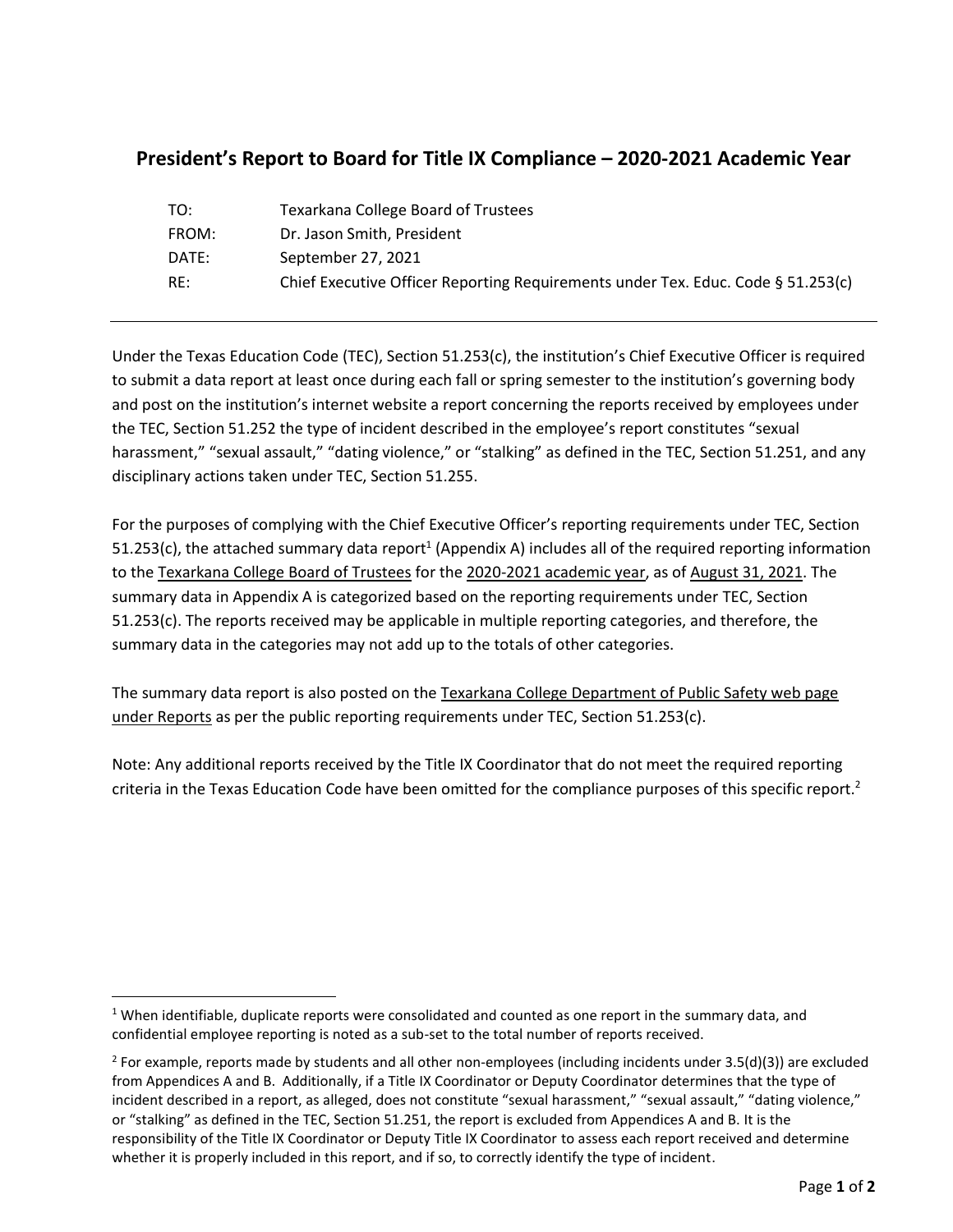## President's Report to Board for Title IX Compliance – 2020-2021 Academic Year

| | |
|---|---|
| TO: | Texarkana College Board of Trustees |
| FROM: | Dr. Jason Smith, President |
| DATE: | September 27, 2021 |
| RE: | Chief Executive Officer Reporting Requirements under Tex. Educ. Code § 51.253(c) |

---

Under the Texas Education Code (TEC), Section 51.253(c), the institution's Chief Executive Officer is required to submit a data report at least once during each fall or spring semester to the institution's governing body and post on the institution's internet website a report concerning the reports received by employees under the TEC, Section 51.252 the type of incident described in the employee's report constitutes "sexual harassment," "sexual assault," "dating violence," or "stalking" as defined in the TEC, Section 51.251, and any disciplinary actions taken under TEC, Section 51.255.

For the purposes of complying with the Chief Executive Officer's reporting requirements under TEC, Section 51.253(c), the attached summary data report[1] (Appendix A) includes all of the required reporting information to the Texarkana College Board of Trustees for the 2020-2021 academic year, as of August 31, 2021. The summary data in Appendix A is categorized based on the reporting requirements under TEC, Section 51.253(c). The reports received may be applicable in multiple reporting categories, and therefore, the summary data in the categories may not add up to the totals of other categories.

The summary data report is also posted on the Texarkana College Department of Public Safety web page under Reports as per the public reporting requirements under TEC, Section 51.253(c).

Note: Any additional reports received by the Title IX Coordinator that do not meet the required reporting criteria in the Texas Education Code have been omitted for the compliance purposes of this specific report.[2]

---

[1] When identifiable, duplicate reports were consolidated and counted as one report in the summary data, and confidential employee reporting is noted as a sub-set to the total number of reports received.

[2] For example, reports made by students and all other non-employees (including incidents under 3.5(d)(3)) are excluded from Appendices A and B. Additionally, if a Title IX Coordinator or Deputy Coordinator determines that the type of incident described in a report, as alleged, does not constitute "sexual harassment," "sexual assault," "dating violence," or "stalking" as defined in the TEC, Section 51.251, the report is excluded from Appendices A and B. It is the responsibility of the Title IX Coordinator or Deputy Title IX Coordinator to assess each report received and determine whether it is properly included in this report, and if so, to correctly identify the type of incident.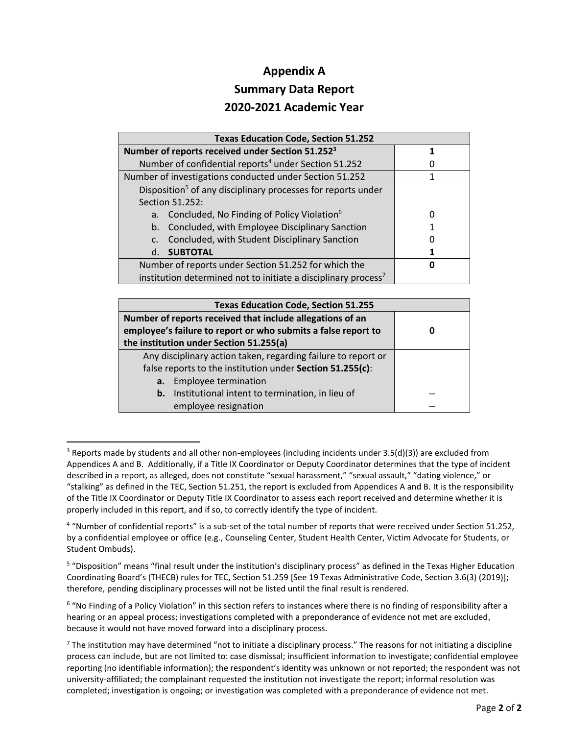# Appendix A

# Summary Data Report

# 2020-2021 Academic Year

| **Texas Education Code, Section 51.252** | |
|---|---|
| **Number of reports received under Section 51.252[3]** | **1** |
| Number of confidential reports[4] under Section 51.252 | 0 |
| Number of investigations conducted under Section 51.252 | 1 |
| Disposition[5] of any disciplinary processes for reports under Section 51.252: | |
| a. Concluded, No Finding of Policy Violation[6] | 0 |
| b. Concluded, with Employee Disciplinary Sanction | 1 |
| c. Concluded, with Student Disciplinary Sanction | 0 |
| d. **SUBTOTAL** | **1** |
| Number of reports under Section 51.252 for which the institution determined not to initiate a disciplinary process[7] | **0** |

| **Texas Education Code, Section 51.255** | |
|---|---|
| **Number of reports received that include allegations of an employee's failure to report or who submits a false report to the institution under Section 51.255(a)** | **0** |
| Any disciplinary action taken, regarding failure to report or false reports to the institution under **Section 51.255(c)**: | |
| **a.** Employee termination | -- |
| **b.** Institutional intent to termination, in lieu of employee resignation | -- |

[3] Reports made by students and all other non-employees (including incidents under 3.5(d)(3)) are excluded from Appendices A and B. Additionally, if a Title IX Coordinator or Deputy Coordinator determines that the type of incident described in a report, as alleged, does not constitute "sexual harassment," "sexual assault," "dating violence," or "stalking" as defined in the TEC, Section 51.251, the report is excluded from Appendices A and B. It is the responsibility of the Title IX Coordinator or Deputy Title IX Coordinator to assess each report received and determine whether it is properly included in this report, and if so, to correctly identify the type of incident.

[4] "Number of confidential reports" is a sub-set of the total number of reports that were received under Section 51.252, by a confidential employee or office (e.g., Counseling Center, Student Health Center, Victim Advocate for Students, or Student Ombuds).

[5] "Disposition" means "final result under the institution's disciplinary process" as defined in the Texas Higher Education Coordinating Board's (THECB) rules for TEC, Section 51.259 [See 19 Texas Administrative Code, Section 3.6(3) (2019)]; therefore, pending disciplinary processes will not be listed until the final result is rendered.

[6] "No Finding of a Policy Violation" in this section refers to instances where there is no finding of responsibility after a hearing or an appeal process; investigations completed with a preponderance of evidence not met are excluded, because it would not have moved forward into a disciplinary process.

[7] The institution may have determined "not to initiate a disciplinary process." The reasons for not initiating a discipline process can include, but are not limited to: case dismissal; insufficient information to investigate; confidential employee reporting (no identifiable information); the respondent's identity was unknown or not reported; the respondent was not university-affiliated; the complainant requested the institution not investigate the report; informal resolution was completed; investigation is ongoing; or investigation was completed with a preponderance of evidence not met.